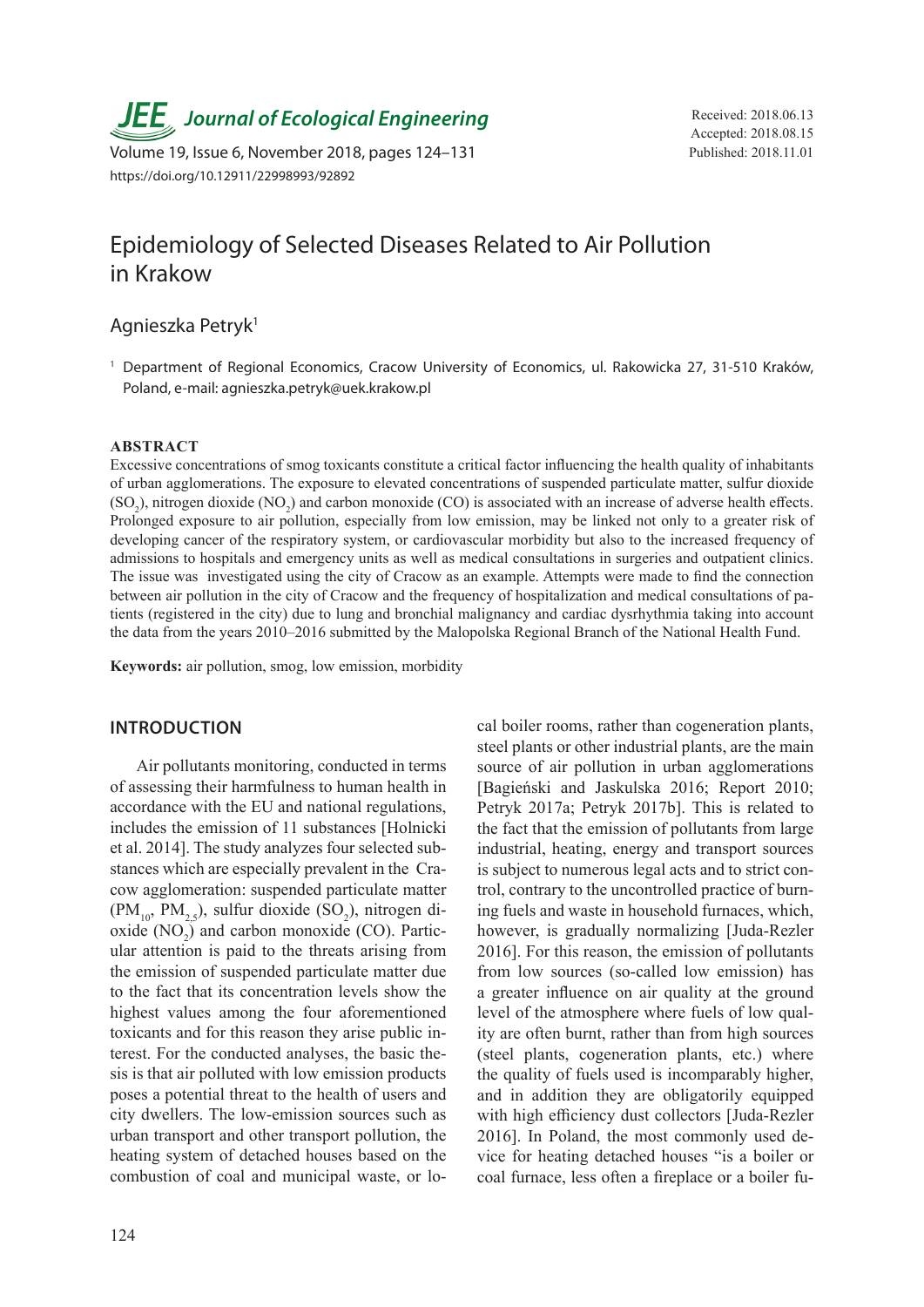**JEE Journal of Ecological Engineering**

Volume 19, Issue 6, November 2018, pages 124–131
https://doi.org/10.12911/22998993/92892

Received: 2018.06.13
Accepted: 2018.08.15
Published: 2018.11.01

# Epidemiology of Selected Diseases Related to Air Pollution in Krakow

Agnieszka Petryk[1]

[1] Department of Regional Economics, Cracow University of Economics, ul. Rakowicka 27, 31-510 Kraków, Poland, e-mail: agnieszka.petryk@uek.krakow.pl

## ABSTRACT

Excessive concentrations of smog toxicants constitute a critical factor influencing the health quality of inhabitants of urban agglomerations. The exposure to elevated concentrations of suspended particulate matter, sulfur dioxide ($SO_2$), nitrogen dioxide ($NO_2$) and carbon monoxide (CO) is associated with an increase of adverse health effects. Prolonged exposure to air pollution, especially from low emission, may be linked not only to a greater risk of developing cancer of the respiratory system, or cardiovascular morbidity but also to the increased frequency of admissions to hospitals and emergency units as well as medical consultations in surgeries and outpatient clinics. The issue was investigated using the city of Cracow as an example. Attempts were made to find the connection between air pollution in the city of Cracow and the frequency of hospitalization and medical consultations of patients (registered in the city) due to lung and bronchial malignancy and cardiac dysrhythmia taking into account the data from the years 2010–2016 submitted by the Malopolska Regional Branch of the National Health Fund.

**Keywords:** air pollution, smog, low emission, morbidity

## INTRODUCTION

Air pollutants monitoring, conducted in terms of assessing their harmfulness to human health in accordance with the EU and national regulations, includes the emission of 11 substances [Holnicki et al. 2014]. The study analyzes four selected substances which are especially prevalent in the Cracow agglomeration: suspended particulate matter ($PM_{10}$, $PM_{2.5}$), sulfur dioxide ($SO_2$), nitrogen dioxide ($NO_2$) and carbon monoxide (CO). Particular attention is paid to the threats arising from the emission of suspended particulate matter due to the fact that its concentration levels show the highest values among the four aforementioned toxicants and for this reason they arise public interest. For the conducted analyses, the basic thesis is that air polluted with low emission products poses a potential threat to the health of users and city dwellers. The low-emission sources such as urban transport and other transport pollution, the heating system of detached houses based on the combustion of coal and municipal waste, or local boiler rooms, rather than cogeneration plants, steel plants or other industrial plants, are the main source of air pollution in urban agglomerations [Bagieński and Jaskulska 2016; Report 2010; Petryk 2017a; Petryk 2017b]. This is related to the fact that the emission of pollutants from large industrial, heating, energy and transport sources is subject to numerous legal acts and to strict control, contrary to the uncontrolled practice of burning fuels and waste in household furnaces, which, however, is gradually normalizing [Juda-Rezler 2016]. For this reason, the emission of pollutants from low sources (so-called low emission) has a greater influence on air quality at the ground level of the atmosphere where fuels of low quality are often burnt, rather than from high sources (steel plants, cogeneration plants, etc.) where the quality of fuels used is incomparably higher, and in addition they are obligatorily equipped with high efficiency dust collectors [Juda-Rezler 2016]. In Poland, the most commonly used device for heating detached houses "is a boiler or coal furnace, less often a fireplace or a boiler fu-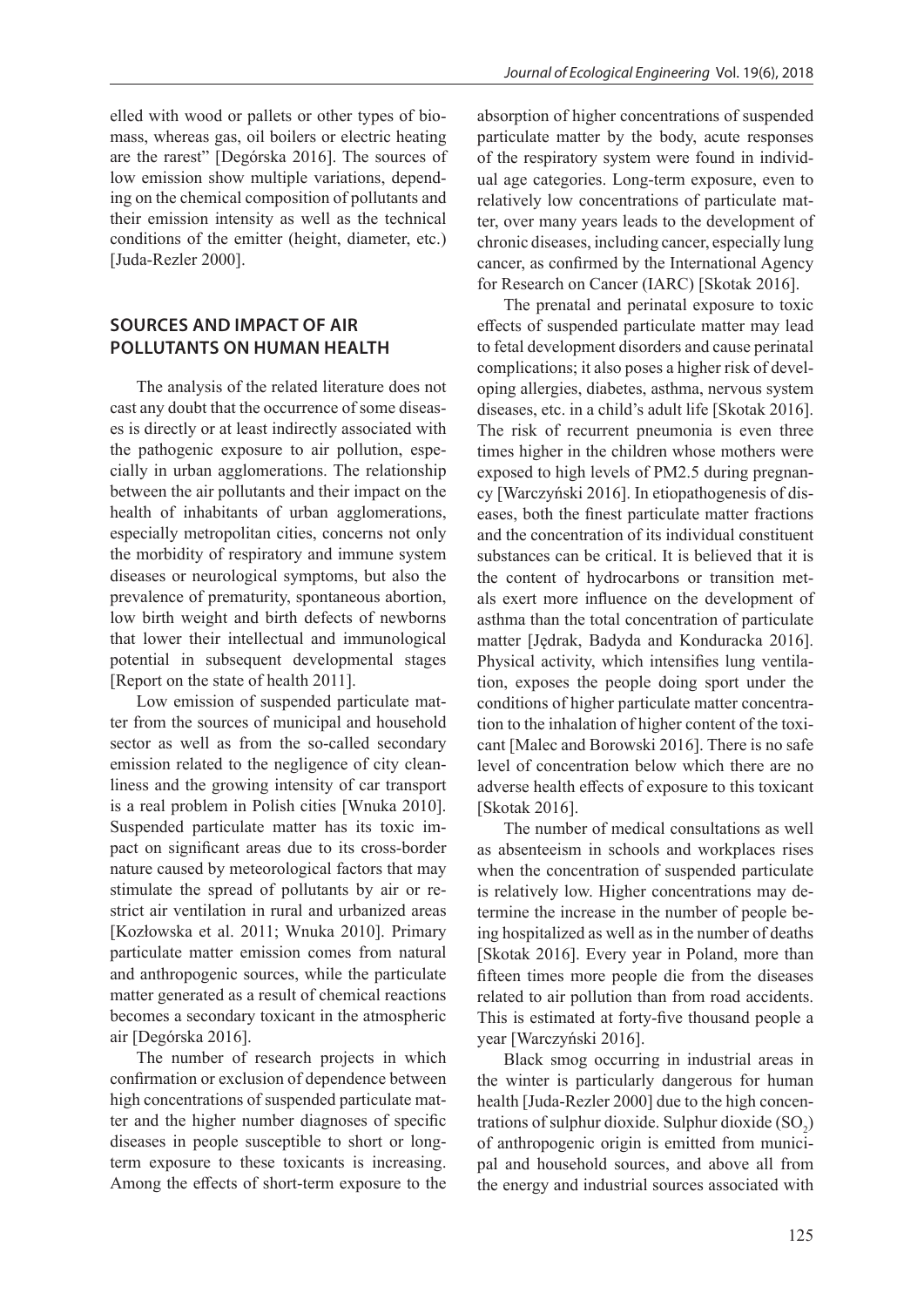elled with wood or pallets or other types of biomass, whereas gas, oil boilers or electric heating are the rarest" [Degórska 2016]. The sources of low emission show multiple variations, depending on the chemical composition of pollutants and their emission intensity as well as the technical conditions of the emitter (height, diameter, etc.) [Juda-Rezler 2000].

## SOURCES AND IMPACT OF AIR POLLUTANTS ON HUMAN HEALTH

The analysis of the related literature does not cast any doubt that the occurrence of some diseases is directly or at least indirectly associated with the pathogenic exposure to air pollution, especially in urban agglomerations. The relationship between the air pollutants and their impact on the health of inhabitants of urban agglomerations, especially metropolitan cities, concerns not only the morbidity of respiratory and immune system diseases or neurological symptoms, but also the prevalence of prematurity, spontaneous abortion, low birth weight and birth defects of newborns that lower their intellectual and immunological potential in subsequent developmental stages [Report on the state of health 2011].

Low emission of suspended particulate matter from the sources of municipal and household sector as well as from the so-called secondary emission related to the negligence of city cleanliness and the growing intensity of car transport is a real problem in Polish cities [Wnuka 2010]. Suspended particulate matter has its toxic impact on significant areas due to its cross-border nature caused by meteorological factors that may stimulate the spread of pollutants by air or restrict air ventilation in rural and urbanized areas [Kozłowska et al. 2011; Wnuka 2010]. Primary particulate matter emission comes from natural and anthropogenic sources, while the particulate matter generated as a result of chemical reactions becomes a secondary toxicant in the atmospheric air [Degórska 2016].

The number of research projects in which confirmation or exclusion of dependence between high concentrations of suspended particulate matter and the higher number diagnoses of specific diseases in people susceptible to short or long-term exposure to these toxicants is increasing. Among the effects of short-term exposure to the absorption of higher concentrations of suspended particulate matter by the body, acute responses of the respiratory system were found in individual age categories. Long-term exposure, even to relatively low concentrations of particulate matter, over many years leads to the development of chronic diseases, including cancer, especially lung cancer, as confirmed by the International Agency for Research on Cancer (IARC) [Skotak 2016].

The prenatal and perinatal exposure to toxic effects of suspended particulate matter may lead to fetal development disorders and cause perinatal complications; it also poses a higher risk of developing allergies, diabetes, asthma, nervous system diseases, etc. in a child's adult life [Skotak 2016]. The risk of recurrent pneumonia is even three times higher in the children whose mothers were exposed to high levels of PM2.5 during pregnancy [Warczyński 2016]. In etiopathogenesis of diseases, both the finest particulate matter fractions and the concentration of its individual constituent substances can be critical. It is believed that it is the content of hydrocarbons or transition metals exert more influence on the development of asthma than the total concentration of particulate matter [Jędrak, Badyda and Konduracka 2016]. Physical activity, which intensifies lung ventilation, exposes the people doing sport under the conditions of higher particulate matter concentration to the inhalation of higher content of the toxicant [Malec and Borowski 2016]. There is no safe level of concentration below which there are no adverse health effects of exposure to this toxicant [Skotak 2016].

The number of medical consultations as well as absenteeism in schools and workplaces rises when the concentration of suspended particulate is relatively low. Higher concentrations may determine the increase in the number of people being hospitalized as well as in the number of deaths [Skotak 2016]. Every year in Poland, more than fifteen times more people die from the diseases related to air pollution than from road accidents. This is estimated at forty-five thousand people a year [Warczyński 2016].

Black smog occurring in industrial areas in the winter is particularly dangerous for human health [Juda-Rezler 2000] due to the high concentrations of sulphur dioxide. Sulphur dioxide ($SO_2$) of anthropogenic origin is emitted from municipal and household sources, and above all from the energy and industrial sources associated with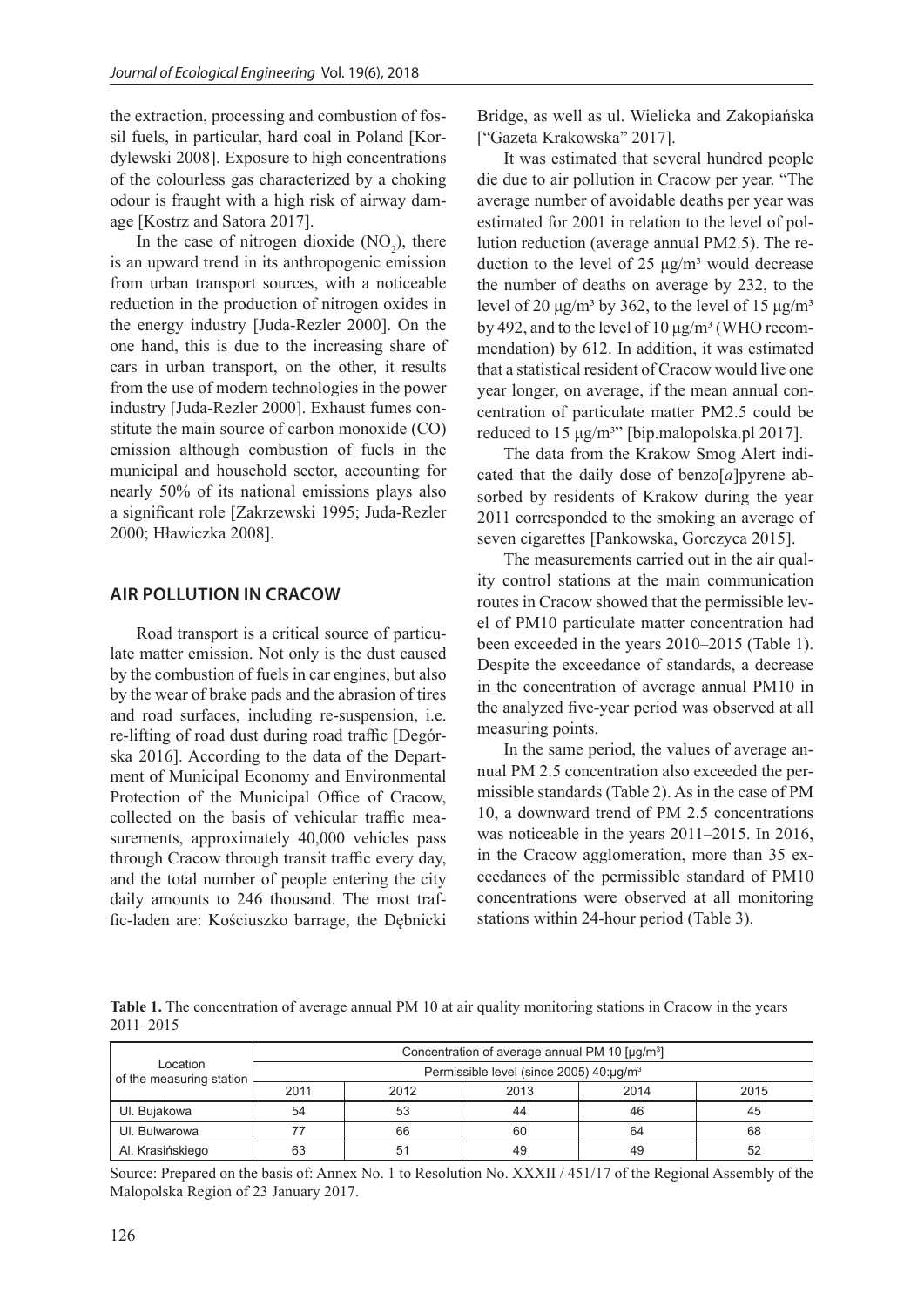the extraction, processing and combustion of fossil fuels, in particular, hard coal in Poland [Kordylewski 2008]. Exposure to high concentrations of the colourless gas characterized by a choking odour is fraught with a high risk of airway damage [Kostrz and Satora 2017].

In the case of nitrogen dioxide ($NO_2$), there is an upward trend in its anthropogenic emission from urban transport sources, with a noticeable reduction in the production of nitrogen oxides in the energy industry [Juda-Rezler 2000]. On the one hand, this is due to the increasing share of cars in urban transport, on the other, it results from the use of modern technologies in the power industry [Juda-Rezler 2000]. Exhaust fumes constitute the main source of carbon monoxide (CO) emission although combustion of fuels in the municipal and household sector, accounting for nearly 50% of its national emissions plays also a significant role [Zakrzewski 1995; Juda-Rezler 2000; Hławiczka 2008].

## AIR POLLUTION IN CRACOW

Road transport is a critical source of particulate matter emission. Not only is the dust caused by the combustion of fuels in car engines, but also by the wear of brake pads and the abrasion of tires and road surfaces, including re-suspension, i.e. re-lifting of road dust during road traffic [Degórska 2016]. According to the data of the Department of Municipal Economy and Environmental Protection of the Municipal Office of Cracow, collected on the basis of vehicular traffic measurements, approximately 40,000 vehicles pass through Cracow through transit traffic every day, and the total number of people entering the city daily amounts to 246 thousand. The most traffic-laden are: Kościuszko barrage, the Dębnicki Bridge, as well as ul. Wielicka and Zakopiańska ["Gazeta Krakowska" 2017].

It was estimated that several hundred people die due to air pollution in Cracow per year. "The average number of avoidable deaths per year was estimated for 2001 in relation to the level of pollution reduction (average annual PM2.5). The reduction to the level of 25 μg/m³ would decrease the number of deaths on average by 232, to the level of 20 μg/m³ by 362, to the level of 15 μg/m³ by 492, and to the level of 10 μg/m³ (WHO recommendation) by 612. In addition, it was estimated that a statistical resident of Cracow would live one year longer, on average, if the mean annual concentration of particulate matter PM2.5 could be reduced to 15 μg/m³" [bip.malopolska.pl 2017].

The data from the Krakow Smog Alert indicated that the daily dose of benzo[*a*]pyrene absorbed by residents of Krakow during the year 2011 corresponded to the smoking an average of seven cigarettes [Pankowska, Gorczyca 2015].

The measurements carried out in the air quality control stations at the main communication routes in Cracow showed that the permissible level of PM10 particulate matter concentration had been exceeded in the years 2010–2015 (Table 1). Despite the exceedance of standards, a decrease in the concentration of average annual PM10 in the analyzed five-year period was observed at all measuring points.

In the same period, the values of average annual PM 2.5 concentration also exceeded the permissible standards (Table 2). As in the case of PM 10, a downward trend of PM 2.5 concentrations was noticeable in the years 2011–2015. In 2016, in the Cracow agglomeration, more than 35 exceedances of the permissible standard of PM10 concentrations were observed at all monitoring stations within 24-hour period (Table 3).

**Table 1.** The concentration of average annual PM 10 at air quality monitoring stations in Cracow in the years 2011–2015

| Location of the measuring station | Concentration of average annual PM 10 [μg/m³] | | | | |
|---|---|---|---|---|---|
| | Permissible level (since 2005) 40:μg/m³ | | | | |
| | 2011 | 2012 | 2013 | 2014 | 2015 |
| Ul. Bujakowa | 54 | 53 | 44 | 46 | 45 |
| Ul. Bulwarowa | 77 | 66 | 60 | 64 | 68 |
| Al. Krasińskiego | 63 | 51 | 49 | 49 | 52 |

Source: Prepared on the basis of: Annex No. 1 to Resolution No. XXXII / 451/17 of the Regional Assembly of the Malopolska Region of 23 January 2017.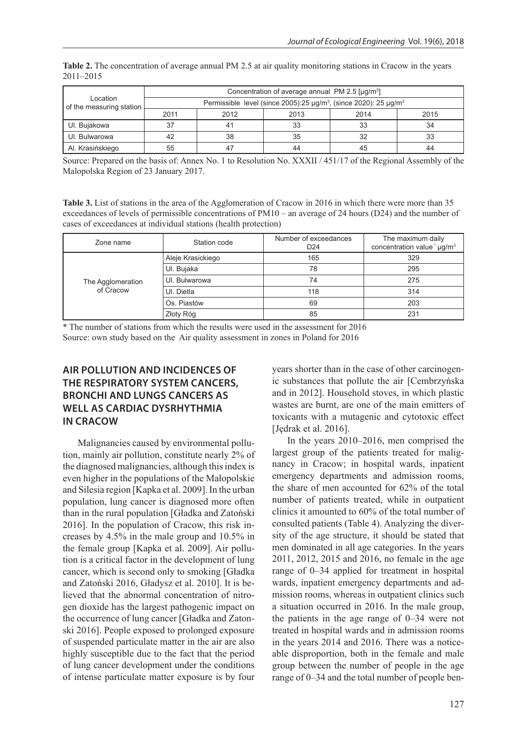**Table 2.** The concentration of average annual PM 2.5 at air quality monitoring stations in Cracow in the years 2011–2015

| Location of the measuring station | Concentration of average annual PM 2.5 [μg/m³] | | | | |
|---|---|---|---|---|---|
| | Permissible level (since 2005):25 μg/m³, (since 2020): 25 μg/m³ | | | | |
| | 2011 | 2012 | 2013 | 2014 | 2015 |
| Ul. Bujakowa | 37 | 41 | 33 | 33 | 34 |
| Ul. Bulwarowa | 42 | 38 | 35 | 32 | 33 |
| Al. Krasińskiego | 55 | 47 | 44 | 45 | 44 |

Source: Prepared on the basis of: Annex No. 1 to Resolution No. XXXII / 451/17 of the Regional Assembly of the Malopolska Region of 23 January 2017.

**Table 3.** List of stations in the area of the Agglomeration of Cracow in 2016 in which there were more than 35 exceedances of levels of permissible concentrations of PM10 – an average of 24 hours (D24) and the number of cases of exceedances at individual stations (health protection)

| Zone name | Station code | Number of exceedances D24 | The maximum daily concentration value* μg/m³ |
|---|---|---|---|
| The Agglomeration of Cracow | Aleje Krasickiego | 165 | 329 |
| | Ul. Bujaka | 78 | 295 |
| | Ul. Bulwarowa | 74 | 275 |
| | Ul. Dietla | 118 | 314 |
| | Os. Piastów | 69 | 203 |
| | Złoty Róg | 85 | 231 |

* The number of stations from which the results were used in the assessment for 2016
Source: own study based on the Air quality assessment in zones in Poland for 2016

## AIR POLLUTION AND INCIDENCES OF THE RESPIRATORY SYSTEM CANCERS, BRONCHI AND LUNGS CANCERS AS WELL AS CARDIAC DYSRHYTHMIA IN CRACOW

Malignancies caused by environmental pollution, mainly air pollution, constitute nearly 2% of the diagnosed malignancies, although this index is even higher in the populations of the Małopolskie and Silesia region [Kapka et al. 2009]. In the urban population, lung cancer is diagnosed more often than in the rural population [Gładka and Zatoński 2016]. In the population of Cracow, this risk increases by 4.5% in the male group and 10.5% in the female group [Kapka et al. 2009]. Air pollution is a critical factor in the development of lung cancer, which is second only to smoking [Gładka and Zatoński 2016, Gładysz et al. 2010]. It is believed that the abnormal concentration of nitrogen dioxide has the largest pathogenic impact on the occurrence of lung cancer [Gładka and Zatonski 2016]. People exposed to prolonged exposure of suspended particulate matter in the air are also highly susceptible due to the fact that the period of lung cancer development under the conditions of intense particulate matter exposure is by four years shorter than in the case of other carcinogenic substances that pollute the air [Cembrzyńska and in 2012]. Household stoves, in which plastic wastes are burnt, are one of the main emitters of toxicants with a mutagenic and cytotoxic effect [Jędrak et al. 2016].

In the years 2010–2016, men comprised the largest group of the patients treated for malignancy in Cracow; in hospital wards, inpatient emergency departments and admission rooms, the share of men accounted for 62% of the total number of patients treated, while in outpatient clinics it amounted to 60% of the total number of consulted patients (Table 4). Analyzing the diversity of the age structure, it should be stated that men dominated in all age categories. In the years 2011, 2012, 2015 and 2016, no female in the age range of 0–34 applied for treatment in hospital wards, inpatient emergency departments and admission rooms, whereas in outpatient clinics such a situation occurred in 2016. In the male group, the patients in the age range of 0–34 were not treated in hospital wards and in admission rooms in the years 2014 and 2016. There was a noticeable disproportion, both in the female and male group between the number of people in the age range of 0–34 and the total number of people ben-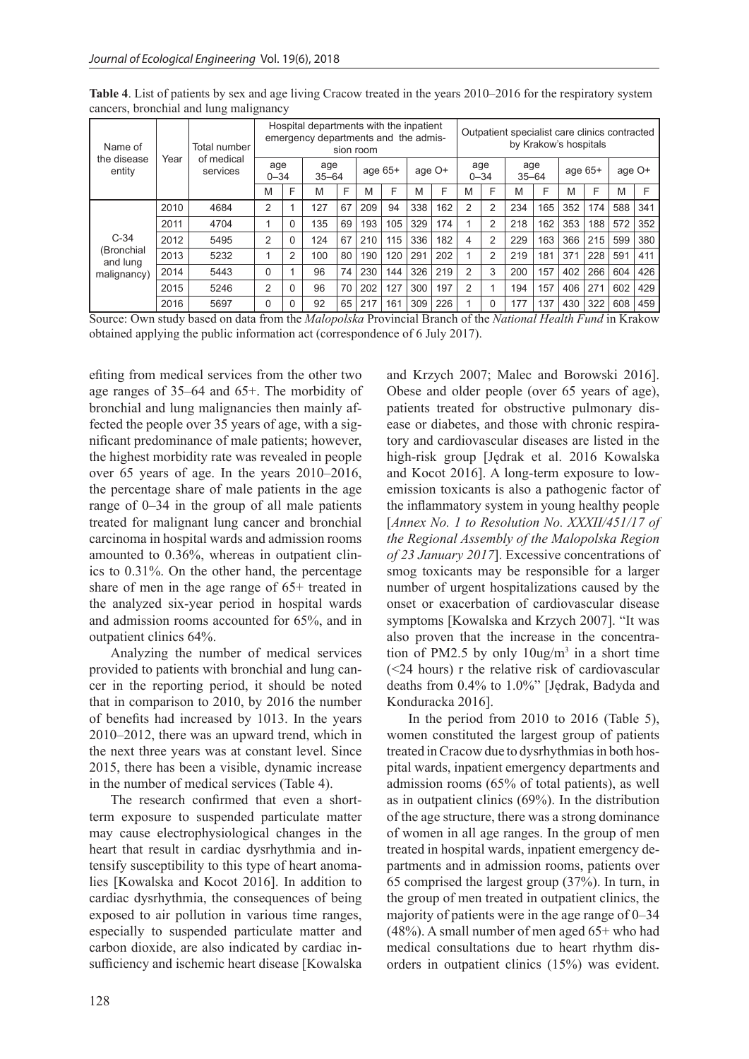**Table 4**. List of patients by sex and age living Cracow treated in the years 2010–2016 for the respiratory system cancers, bronchial and lung malignancy

| Name of the disease entity | Year | Total number of medical services | Hospital departments with the inpatient emergency departments and the admission room | | | | | | | | Outpatient specialist care clinics contracted by Krakow's hospitals | | | | | | | |
|---|---|---|---|---|---|---|---|---|---|---|---|---|---|---|---|---|---|---|
| | | | age 0–34 | | age 35–64 | | age 65+ | | age O+ | | age 0–34 | | age 35–64 | | age 65+ | | age O+ | |
| | | | M | F | M | F | M | F | M | F | M | F | M | F | M | F | M | F |
| C-34 (Bronchial and lung malignancy) | 2010 | 4684 | 2 | 1 | 127 | 67 | 209 | 94 | 338 | 162 | 2 | 2 | 234 | 165 | 352 | 174 | 588 | 341 |
| | 2011 | 4704 | 1 | 0 | 135 | 69 | 193 | 105 | 329 | 174 | 1 | 2 | 218 | 162 | 353 | 188 | 572 | 352 |
| | 2012 | 5495 | 2 | 0 | 124 | 67 | 210 | 115 | 336 | 182 | 4 | 2 | 229 | 163 | 366 | 215 | 599 | 380 |
| | 2013 | 5232 | 1 | 2 | 100 | 80 | 190 | 120 | 291 | 202 | 1 | 2 | 219 | 181 | 371 | 228 | 591 | 411 |
| | 2014 | 5443 | 0 | 1 | 96 | 74 | 230 | 144 | 326 | 219 | 2 | 3 | 200 | 157 | 402 | 266 | 604 | 426 |
| | 2015 | 5246 | 2 | 0 | 96 | 70 | 202 | 127 | 300 | 197 | 2 | 1 | 194 | 157 | 406 | 271 | 602 | 429 |
| | 2016 | 5697 | 0 | 0 | 92 | 65 | 217 | 161 | 309 | 226 | 1 | 0 | 177 | 137 | 430 | 322 | 608 | 459 |

Source: Own study based on data from the *Malopolska* Provincial Branch of the *National Health Fund* in Krakow obtained applying the public information act (correspondence of 6 July 2017).

efiting from medical services from the other two age ranges of 35–64 and 65+. The morbidity of bronchial and lung malignancies then mainly affected the people over 35 years of age, with a significant predominance of male patients; however, the highest morbidity rate was revealed in people over 65 years of age. In the years 2010–2016, the percentage share of male patients in the age range of 0–34 in the group of all male patients treated for malignant lung cancer and bronchial carcinoma in hospital wards and admission rooms amounted to 0.36%, whereas in outpatient clinics to 0.31%. On the other hand, the percentage share of men in the age range of 65+ treated in the analyzed six-year period in hospital wards and admission rooms accounted for 65%, and in outpatient clinics 64%.

Analyzing the number of medical services provided to patients with bronchial and lung cancer in the reporting period, it should be noted that in comparison to 2010, by 2016 the number of benefits had increased by 1013. In the years 2010–2012, there was an upward trend, which in the next three years was at constant level. Since 2015, there has been a visible, dynamic increase in the number of medical services (Table 4).

The research confirmed that even a short-term exposure to suspended particulate matter may cause electrophysiological changes in the heart that result in cardiac dysrhythmia and intensify susceptibility to this type of heart anomalies [Kowalska and Kocot 2016]. In addition to cardiac dysrhythmia, the consequences of being exposed to air pollution in various time ranges, especially to suspended particulate matter and carbon dioxide, are also indicated by cardiac insufficiency and ischemic heart disease [Kowalska and Krzych 2007; Malec and Borowski 2016]. Obese and older people (over 65 years of age), patients treated for obstructive pulmonary disease or diabetes, and those with chronic respiratory and cardiovascular diseases are listed in the high-risk group [Jędrak et al. 2016 Kowalska and Kocot 2016]. A long-term exposure to low-emission toxicants is also a pathogenic factor of the inflammatory system in young healthy people [*Annex No. 1 to Resolution No. XXXII/451/17 of the Regional Assembly of the Malopolska Region of 23 January 2017*]. Excessive concentrations of smog toxicants may be responsible for a larger number of urgent hospitalizations caused by the onset or exacerbation of cardiovascular disease symptoms [Kowalska and Krzych 2007]. "It was also proven that the increase in the concentration of PM2.5 by only $10ug/m^3$ in a short time (<24 hours) r the relative risk of cardiovascular deaths from 0.4% to 1.0%" [Jędrak, Badyda and Konduracka 2016].

In the period from 2010 to 2016 (Table 5), women constituted the largest group of patients treated in Cracow due to dysrhythmias in both hospital wards, inpatient emergency departments and admission rooms (65% of total patients), as well as in outpatient clinics (69%). In the distribution of the age structure, there was a strong dominance of women in all age ranges. In the group of men treated in hospital wards, inpatient emergency departments and in admission rooms, patients over 65 comprised the largest group (37%). In turn, in the group of men treated in outpatient clinics, the majority of patients were in the age range of 0–34 (48%). A small number of men aged 65+ who had medical consultations due to heart rhythm disorders in outpatient clinics (15%) was evident.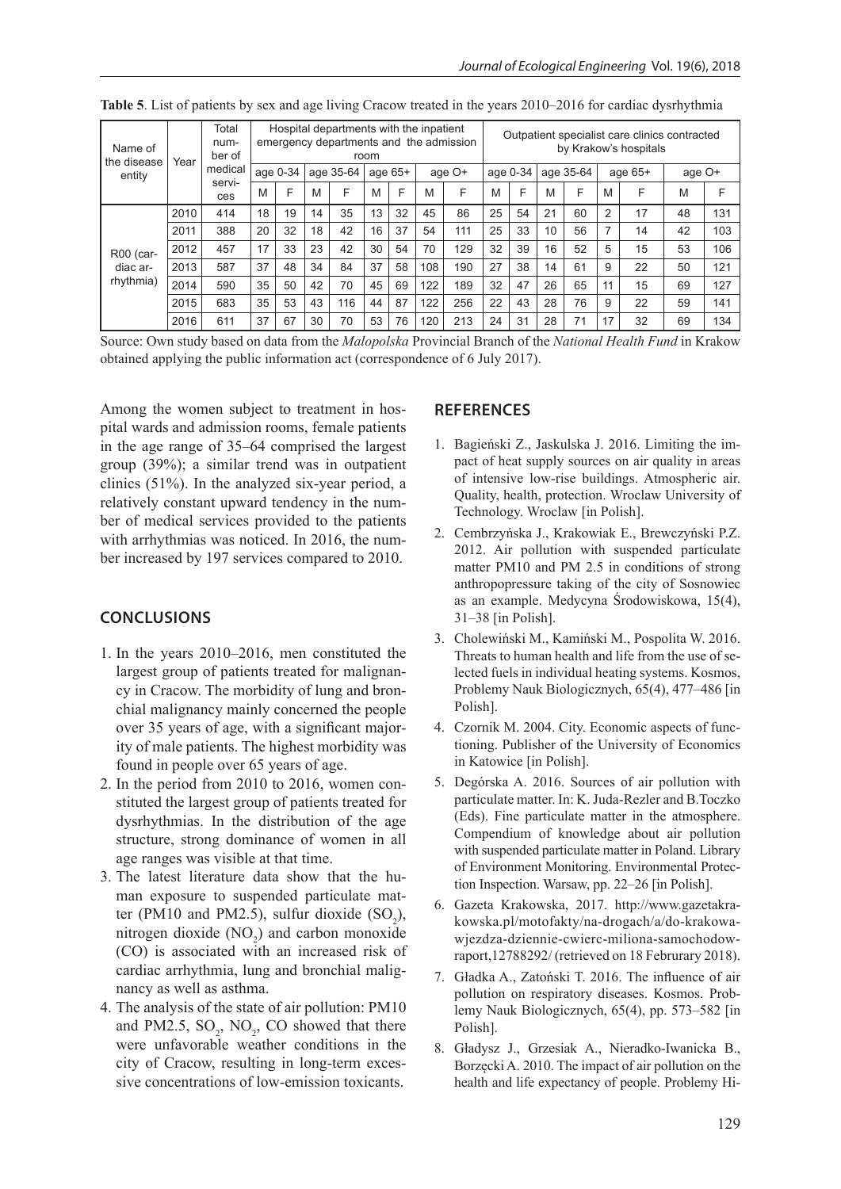**Table 5**. List of patients by sex and age living Cracow treated in the years 2010–2016 for cardiac dysrhythmia

| Name of the disease entity | Year | Total number of medical services | Hospital departments with the inpatient emergency departments and the admission room | | | | | | | | Outpatient specialist care clinics contracted by Krakow's hospitals | | | | | | | |
|---|---|---|---|---|---|---|---|---|---|---|---|---|---|---|---|---|---|---|
| | | | age 0-34 | | age 35-64 | | age 65+ | | age O+ | | age 0-34 | | age 35-64 | | age 65+ | | age O+ | |
| | | | M | F | M | F | M | F | M | F | M | F | M | F | M | F | M | F |
| R00 (cardiac arrhythmia) | 2010 | 414 | 18 | 19 | 14 | 35 | 13 | 32 | 45 | 86 | 25 | 54 | 21 | 60 | 2 | 17 | 48 | 131 |
| | 2011 | 388 | 20 | 32 | 18 | 42 | 16 | 37 | 54 | 111 | 25 | 33 | 10 | 56 | 7 | 14 | 42 | 103 |
| | 2012 | 457 | 17 | 33 | 23 | 42 | 30 | 54 | 70 | 129 | 32 | 39 | 16 | 52 | 5 | 15 | 53 | 106 |
| | 2013 | 587 | 37 | 48 | 34 | 84 | 37 | 58 | 108 | 190 | 27 | 38 | 14 | 61 | 9 | 22 | 50 | 121 |
| | 2014 | 590 | 35 | 50 | 42 | 70 | 45 | 69 | 122 | 189 | 32 | 47 | 26 | 65 | 11 | 15 | 69 | 127 |
| | 2015 | 683 | 35 | 53 | 43 | 116 | 44 | 87 | 122 | 256 | 22 | 43 | 28 | 76 | 9 | 22 | 59 | 141 |
| | 2016 | 611 | 37 | 67 | 30 | 70 | 53 | 76 | 120 | 213 | 24 | 31 | 28 | 71 | 17 | 32 | 69 | 134 |

Source: Own study based on data from the *Malopolska* Provincial Branch of the *National Health Fund* in Krakow obtained applying the public information act (correspondence of 6 July 2017).

Among the women subject to treatment in hospital wards and admission rooms, female patients in the age range of 35–64 comprised the largest group (39%); a similar trend was in outpatient clinics (51%). In the analyzed six-year period, a relatively constant upward tendency in the number of medical services provided to the patients with arrhythmias was noticed. In 2016, the number increased by 197 services compared to 2010.

## CONCLUSIONS

1. In the years 2010–2016, men constituted the largest group of patients treated for malignancy in Cracow. The morbidity of lung and bronchial malignancy mainly concerned the people over 35 years of age, with a significant majority of male patients. The highest morbidity was found in people over 65 years of age.
2. In the period from 2010 to 2016, women constituted the largest group of patients treated for dysrhythmias. In the distribution of the age structure, strong dominance of women in all age ranges was visible at that time.
3. The latest literature data show that the human exposure to suspended particulate matter (PM10 and PM2.5), sulfur dioxide ($SO_2$), nitrogen dioxide ($NO_2$) and carbon monoxide (CO) is associated with an increased risk of cardiac arrhythmia, lung and bronchial malignancy as well as asthma.
4. The analysis of the state of air pollution: PM10 and PM2.5, $SO_2$, $NO_2$, CO showed that there were unfavorable weather conditions in the city of Cracow, resulting in long-term excessive concentrations of low-emission toxicants.

## REFERENCES

1. Bagieński Z., Jaskulska J. 2016. Limiting the impact of heat supply sources on air quality in areas of intensive low-rise buildings. Atmospheric air. Quality, health, protection. Wroclaw University of Technology. Wroclaw [in Polish].
2. Cembrzyńska J., Krakowiak E., Brewczyński P.Z. 2012. Air pollution with suspended particulate matter PM10 and PM 2.5 in conditions of strong anthropopressure taking of the city of Sosnowiec as an example. Medycyna Środowiskowa, 15(4), 31–38 [in Polish].
3. Cholewiński M., Kamiński M., Pospolita W. 2016. Threats to human health and life from the use of selected fuels in individual heating systems. Kosmos, Problemy Nauk Biologicznych, 65(4), 477–486 [in Polish].
4. Czornik M. 2004. City. Economic aspects of functioning. Publisher of the University of Economics in Katowice [in Polish].
5. Degórska A. 2016. Sources of air pollution with particulate matter. In: K. Juda-Rezler and B.Toczko (Eds). Fine particulate matter in the atmosphere. Compendium of knowledge about air pollution with suspended particulate matter in Poland. Library of Environment Monitoring. Environmental Protection Inspection. Warsaw, pp. 22–26 [in Polish].
6. Gazeta Krakowska, 2017. http://www.gazetakrakowska.pl/motofakty/na-drogach/a/do-krakowa-wjezdza-dziennie-cwierc-miliona-samochodow-raport,12788292/ (retrieved on 18 Februrary 2018).
7. Gładka A., Zatoński T. 2016. The influence of air pollution on respiratory diseases. Kosmos. Problemy Nauk Biologicznych, 65(4), pp. 573–582 [in Polish].
8. Gładysz J., Grzesiak A., Nieradko-Iwanicka B., Borzęcki A. 2010. The impact of air pollution on the health and life expectancy of people. Problemy Hi-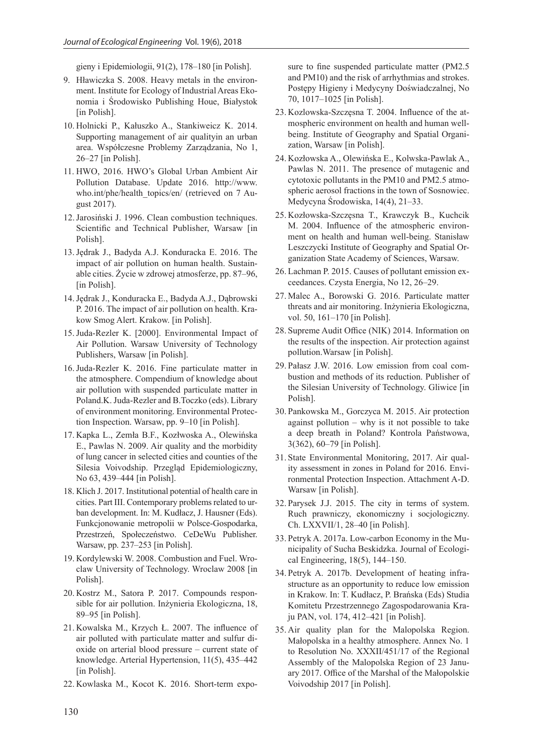gieny i Epidemiologii, 91(2), 178–180 [in Polish].

9. Hławiczka S. 2008. Heavy metals in the environment. Institute for Ecology of Industrial Areas Ekonomia i Środowisko Publishing Houe, Białystok [in Polish].
10. Holnicki P., Kałuszko A., Stankiweicz K. 2014. Supporting management of air qualityin an urban area. Współczesne Problemy Zarządzania, No 1, 26–27 [in Polish].
11. HWO, 2016. HWO's Global Urban Ambient Air Pollution Database. Update 2016. http://www.who.int/phe/health_topics/en/ (retrieved on 7 August 2017).
12. Jarosiński J. 1996. Clean combustion techniques. Scientific and Technical Publisher, Warsaw [in Polish].
13. Jędrak J., Badyda A.J. Konduracka E. 2016. The impact of air pollution on human health. Sustainable cities. Życie w zdrowej atmosferze, pp. 87–96, [in Polish].
14. Jędrak J., Konduracka E., Badyda A.J., Dąbrowski P. 2016. The impact of air pollution on health. Krakow Smog Alert. Krakow. [in Polish].
15. Juda-Rezler K. [2000]. Environmental Impact of Air Pollution. Warsaw University of Technology Publishers, Warsaw [in Polish].
16. Juda-Rezler K. 2016. Fine particulate matter in the atmosphere. Compendium of knowledge about air pollution with suspended particulate matter in Poland.K. Juda-Rezler and B.Toczko (eds). Library of environment monitoring. Environmental Protection Inspection. Warsaw, pp. 9–10 [in Polish].
17. Kapka L., Zemła B.F., Kozłwoska A., Olewińska E., Pawlas N. 2009. Air quality and the morbidity of lung cancer in selected cities and counties of the Silesia Voivodship. Przegląd Epidemiologiczny, No 63, 439–444 [in Polish].
18. Klich J. 2017. Institutional potential of health care in cities. Part III. Contemporary problems related to urban development. In: M. Kudłacz, J. Hausner (Eds). Funkcjonowanie metropolii w Polsce-Gospodarka, Przestrzeń, Społeczeństwo. CeDeWu Publisher. Warsaw, pp. 237–253 [in Polish].
19. Kordylewski W. 2008. Combustion and Fuel. Wroclaw University of Technology. Wroclaw 2008 [in Polish].
20. Kostrz M., Satora P. 2017. Compounds responsible for air pollution. Inżynieria Ekologiczna, 18, 89–95 [in Polish].
21. Kowalska M., Krzych Ł. 2007. The influence of air polluted with particulate matter and sulfur dioxide on arterial blood pressure – current state of knowledge. Arterial Hypertension, 11(5), 435–442 [in Polish].
22. Kowlaska M., Kocot K. 2016. Short-term exposure to fine suspended particulate matter (PM2.5 and PM10) and the risk of arrhythmias and strokes. Postępy Higieny i Medycyny Doświadczalnej, No 70, 1017–1025 [in Polish].
23. Kozlowska-Szczęsna T. 2004. Influence of the atmospheric environment on health and human wellbeing. Institute of Geography and Spatial Organization, Warsaw [in Polish].
24. Kozłowska A., Olewińska E., Kolwska-Pawlak A., Pawlas N. 2011. The presence of mutagenic and cytotoxic pollutants in the PM10 and PM2.5 atmospheric aerosol fractions in the town of Sosnowiec. Medycyna Środowiska, 14(4), 21–33.
25. Kozłowska-Szczęsna T., Krawczyk B., Kuchcik M. 2004. Influence of the atmospheric environment on health and human well-being. Stanisław Leszczycki Institute of Geography and Spatial Organization State Academy of Sciences, Warsaw.
26. Lachman P. 2015. Causes of pollutant emission exceedances. Czysta Energia, No 12, 26–29.
27. Malec A., Borowski G. 2016. Particulate matter threats and air monitoring. Inżynieria Ekologiczna, vol. 50, 161–170 [in Polish].
28. Supreme Audit Office (NIK) 2014. Information on the results of the inspection. Air protection against pollution.Warsaw [in Polish].
29. Pałasz J.W. 2016. Low emission from coal combustion and methods of its reduction. Publisher of the Silesian University of Technology. Gliwice [in Polish].
30. Pankowska M., Gorczyca M. 2015. Air protection against pollution – why is it not possible to take a deep breath in Poland? Kontrola Państwowa, 3(362), 60–79 [in Polish].
31. State Environmental Monitoring, 2017. Air quality assessment in zones in Poland for 2016. Environmental Protection Inspection. Attachment A-D. Warsaw [in Polish].
32. Parysek J.J. 2015. The city in terms of system. Ruch prawniczy, ekonomiczny i socjologiczny. Ch. LXXVII/1, 28–40 [in Polish].
33. Petryk A. 2017a. Low-carbon Economy in the Municipality of Sucha Beskidzka. Journal of Ecological Engineering, 18(5), 144–150.
34. Petryk A. 2017b. Development of heating infrastructure as an opportunity to reduce low emission in Krakow. In: T. Kudłacz, P. Brańska (Eds) Studia Komitetu Przestrzennego Zagospodarowania Kraju PAN, vol. 174, 412–421 [in Polish].
35. Air quality plan for the Malopolska Region. Małopolska in a healthy atmosphere. Annex No. 1 to Resolution No. XXXII/451/17 of the Regional Assembly of the Malopolska Region of 23 January 2017. Office of the Marshal of the Małopolskie Voivodship 2017 [in Polish].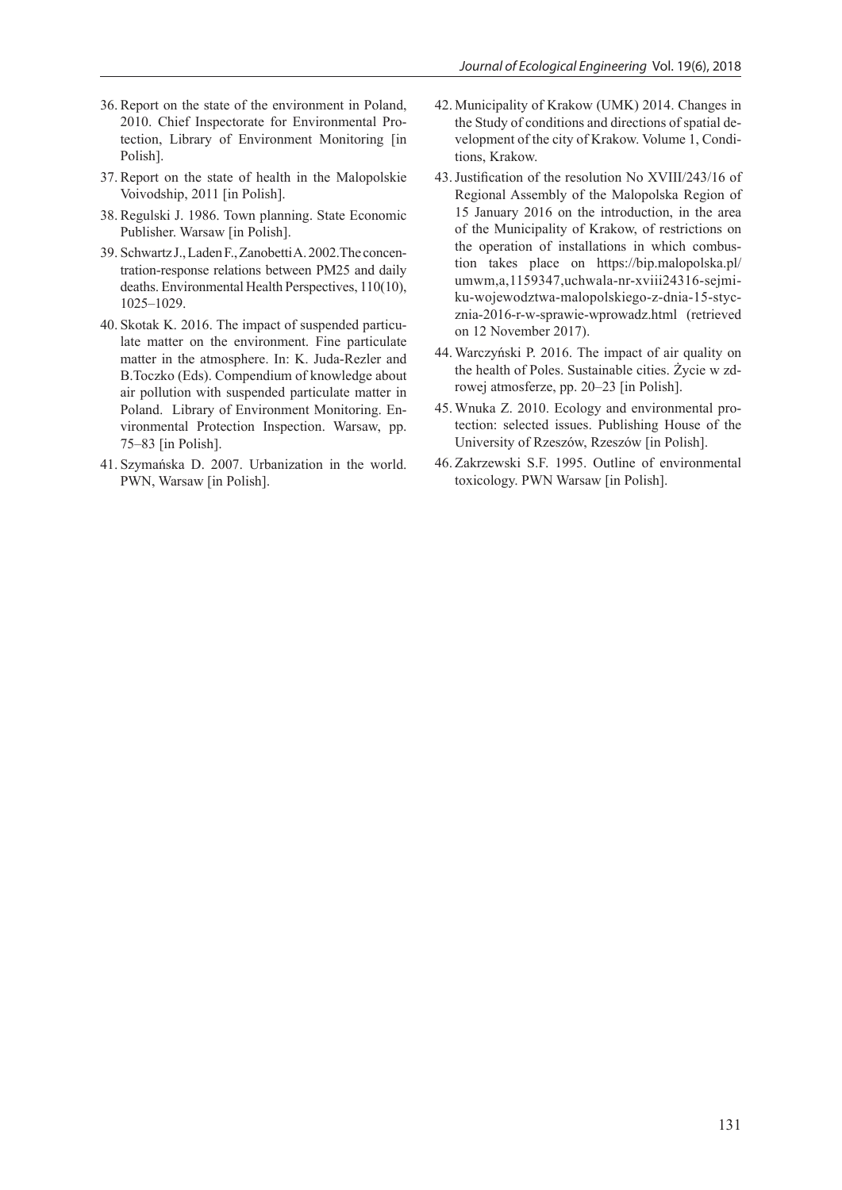36. Report on the state of the environment in Poland, 2010. Chief Inspectorate for Environmental Protection, Library of Environment Monitoring [in Polish].
37. Report on the state of health in the Malopolskie Voivodship, 2011 [in Polish].
38. Regulski J. 1986. Town planning. State Economic Publisher. Warsaw [in Polish].
39. Schwartz J., Laden F., Zanobetti A. 2002. The concentration-response relations between PM25 and daily deaths. Environmental Health Perspectives, 110(10), 1025–1029.
40. Skotak K. 2016. The impact of suspended particulate matter on the environment. Fine particulate matter in the atmosphere. In: K. Juda-Rezler and B.Toczko (Eds). Compendium of knowledge about air pollution with suspended particulate matter in Poland. Library of Environment Monitoring. Environmental Protection Inspection. Warsaw, pp. 75–83 [in Polish].
41. Szymańska D. 2007. Urbanization in the world. PWN, Warsaw [in Polish].
42. Municipality of Krakow (UMK) 2014. Changes in the Study of conditions and directions of spatial development of the city of Krakow. Volume 1, Conditions, Krakow.
43. Justification of the resolution No XVIII/243/16 of Regional Assembly of the Malopolska Region of 15 January 2016 on the introduction, in the area of the Municipality of Krakow, of restrictions on the operation of installations in which combustion takes place on https://bip.malopolska.pl/umwm,a,1159347,uchwala-nr-xviii24316-sejmiku-wojewodztwa-malopolskiego-z-dnia-15-stycznia-2016-r-w-sprawie-wprowadz.html (retrieved on 12 November 2017).
44. Warczyński P. 2016. The impact of air quality on the health of Poles. Sustainable cities. Życie w zdrowej atmosferze, pp. 20–23 [in Polish].
45. Wnuka Z. 2010. Ecology and environmental protection: selected issues. Publishing House of the University of Rzeszów, Rzeszów [in Polish].
46. Zakrzewski S.F. 1995. Outline of environmental toxicology. PWN Warsaw [in Polish].